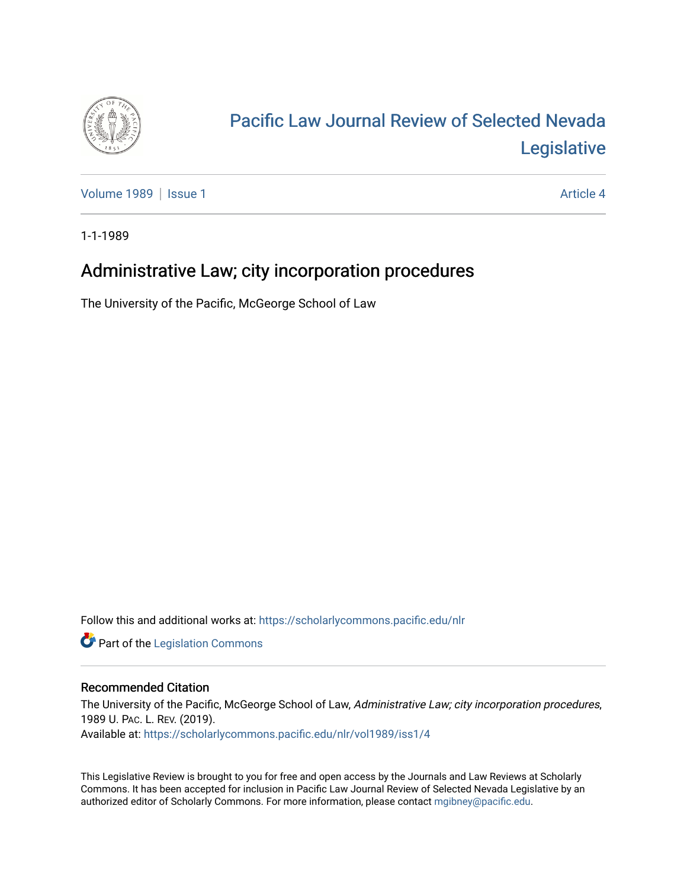Pacific Law Journal Review of Selected Nevada Legislative

Volume 1989 | Issue 1 Article 4

1-1-1989

# Administrative Law; city incorporation procedures

The University of the Pacific, McGeorge School of Law

Follow this and additional works at: https://scholarlycommons.pacific.edu/nlr

Part of the Legislation Commons

## Recommended Citation

The University of the Pacific, McGeorge School of Law, *Administrative Law; city incorporation procedures*, 1989 U. Pac. L. Rev. (2019).
Available at: https://scholarlycommons.pacific.edu/nlr/vol1989/iss1/4

This Legislative Review is brought to you for free and open access by the Journals and Law Reviews at Scholarly Commons. It has been accepted for inclusion in Pacific Law Journal Review of Selected Nevada Legislative by an authorized editor of Scholarly Commons. For more information, please contact mgibney@pacific.edu.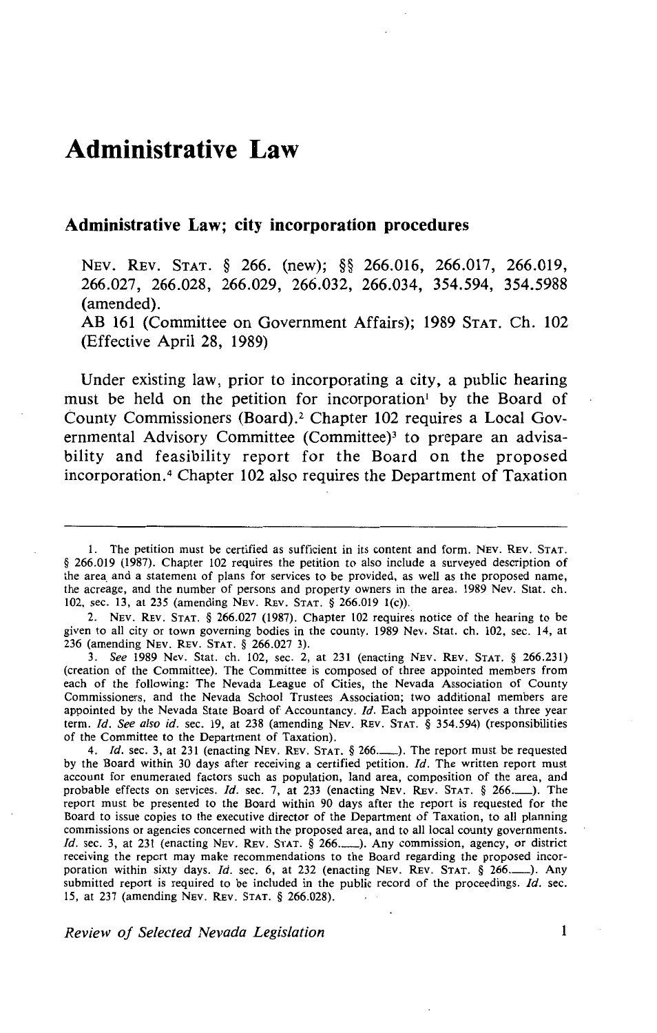# Administrative Law

## Administrative Law; city incorporation procedures

NEV. REV. STAT. § 266. (new); §§ 266.016, 266.017, 266.019, 266.027, 266.028, 266.029, 266.032, 266.034, 354.594, 354.5988 (amended).
AB 161 (Committee on Government Affairs); 1989 STAT. Ch. 102 (Effective April 28, 1989)

Under existing law, prior to incorporating a city, a public hearing must be held on the petition for incorporation[1] by the Board of County Commissioners (Board).[2] Chapter 102 requires a Local Governmental Advisory Committee (Committee)[3] to prepare an advisability and feasibility report for the Board on the proposed incorporation.[4] Chapter 102 also requires the Department of Taxation

---

1. The petition must be certified as sufficient in its content and form. NEV. REV. STAT. § 266.019 (1987). Chapter 102 requires the petition to also include a surveyed description of the area and a statement of plans for services to be provided, as well as the proposed name, the acreage, and the number of persons and property owners in the area. 1989 Nev. Stat. ch. 102, sec. 13, at 235 (amending NEV. REV. STAT. § 266.019 1(c)).

2. NEV. REV. STAT. § 266.027 (1987). Chapter 102 requires notice of the hearing to be given to all city or town governing bodies in the county. 1989 Nev. Stat. ch. 102, sec. 14, at 236 (amending NEV. REV. STAT. § 266.027 3).

3. *See* 1989 Nev. Stat. ch. 102, sec. 2, at 231 (enacting NEV. REV. STAT. § 266.231) (creation of the Committee). The Committee is composed of three appointed members from each of the following: The Nevada League of Cities, the Nevada Association of County Commissioners, and the Nevada School Trustees Association; two additional members are appointed by the Nevada State Board of Accountancy. *Id.* Each appointee serves a three year term. *Id. See also id.* sec. 19, at 238 (amending NEV. REV. STAT. § 354.594) (responsibilities of the Committee to the Department of Taxation).

4. *Id.* sec. 3, at 231 (enacting NEV. REV. STAT. § 266.___). The report must be requested by the Board within 30 days after receiving a certified petition. *Id.* The written report must account for enumerated factors such as population, land area, composition of the area, and probable effects on services. *Id.* sec. 7, at 233 (enacting NEV. REV. STAT. § 266.___). The report must be presented to the Board within 90 days after the report is requested for the Board to issue copies to the executive director of the Department of Taxation, to all planning commissions or agencies concerned with the proposed area, and to all local county governments. *Id.* sec. 3, at 231 (enacting NEV. REV. STAT. § 266.___). Any commission, agency, or district receiving the report may make recommendations to the Board regarding the proposed incorporation within sixty days. *Id.* sec. 6, at 232 (enacting NEV. REV. STAT. § 266.___). Any submitted report is required to be included in the public record of the proceedings. *Id.* sec. 15, at 237 (amending NEV. REV. STAT. § 266.028).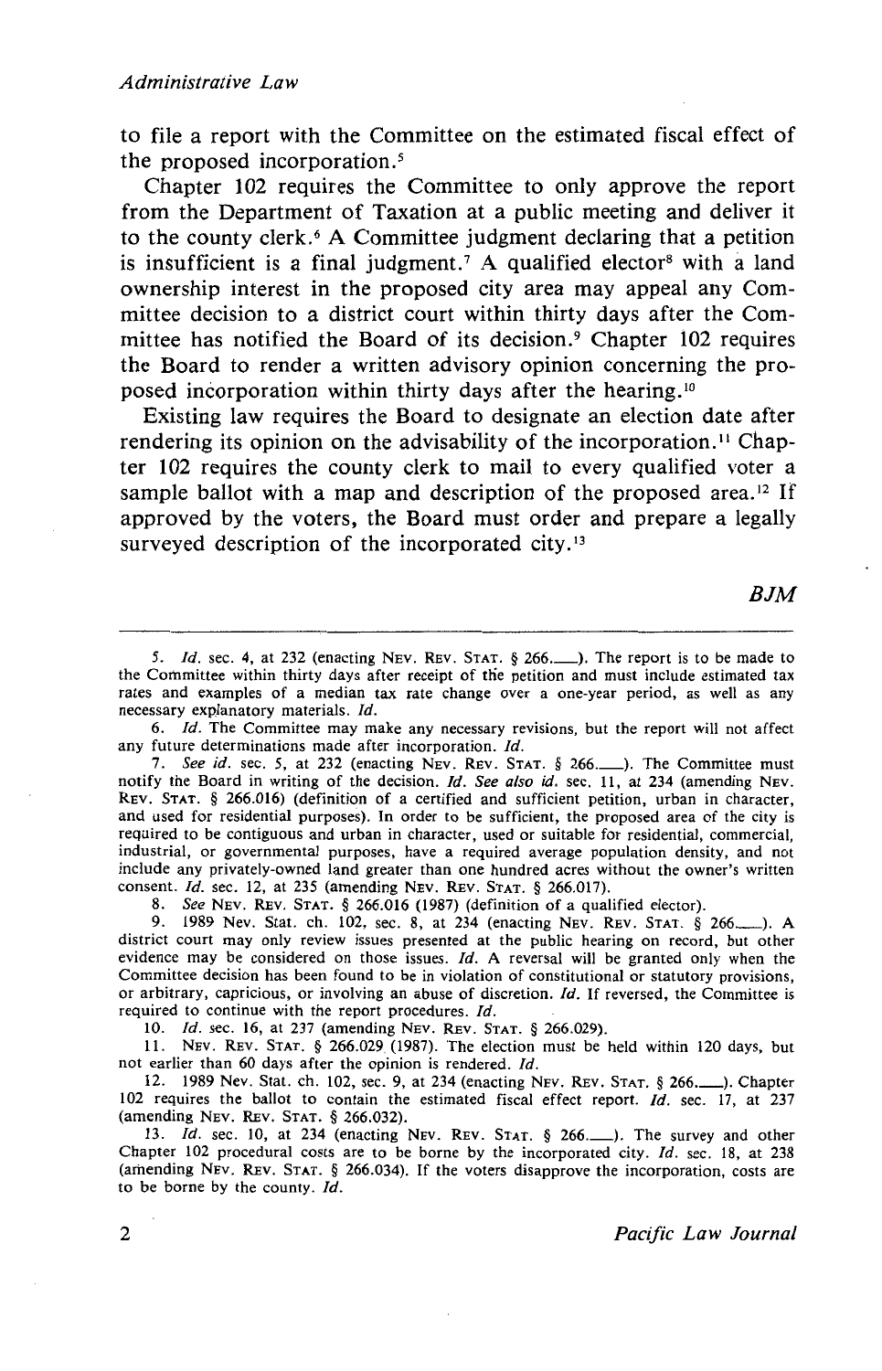to file a report with the Committee on the estimated fiscal effect of the proposed incorporation.[5]

Chapter 102 requires the Committee to only approve the report from the Department of Taxation at a public meeting and deliver it to the county clerk.[6] A Committee judgment declaring that a petition is insufficient is a final judgment.[7] A qualified elector[8] with a land ownership interest in the proposed city area may appeal any Committee decision to a district court within thirty days after the Committee has notified the Board of its decision.[9] Chapter 102 requires the Board to render a written advisory opinion concerning the proposed incorporation within thirty days after the hearing.[10]

Existing law requires the Board to designate an election date after rendering its opinion on the advisability of the incorporation.[11] Chapter 102 requires the county clerk to mail to every qualified voter a sample ballot with a map and description of the proposed area.[12] If approved by the voters, the Board must order and prepare a legally surveyed description of the incorporated city.[13]

*BJM*

---

5. *Id.* sec. 4, at 232 (enacting NEV. REV. STAT. § 266.___). The report is to be made to the Committee within thirty days after receipt of the petition and must include estimated tax rates and examples of a median tax rate change over a one-year period, as well as any necessary explanatory materials. *Id.*

6. *Id.* The Committee may make any necessary revisions, but the report will not affect any future determinations made after incorporation. *Id.*

7. *See id.* sec. 5, at 232 (enacting NEV. REV. STAT. § 266.___). The Committee must notify the Board in writing of the decision. *Id. See also id.* sec. 11, at 234 (amending NEV. REV. STAT. § 266.016) (definition of a certified and sufficient petition, urban in character, and used for residential purposes). In order to be sufficient, the proposed area of the city is required to be contiguous and urban in character, used or suitable for residential, commercial, industrial, or governmental purposes, have a required average population density, and not include any privately-owned land greater than one hundred acres without the owner's written consent. *Id.* sec. 12, at 235 (amending NEV. REV. STAT. § 266.017).

8. *See* NEV. REV. STAT. § 266.016 (1987) (definition of a qualified elector).

9. 1989 Nev. Stat. ch. 102, sec. 8, at 234 (enacting NEV. REV. STAT. § 266.___). A district court may only review issues presented at the public hearing on record, but other evidence may be considered on those issues. *Id.* A reversal will be granted only when the Committee decision has been found to be in violation of constitutional or statutory provisions, or arbitrary, capricious, or involving an abuse of discretion. *Id.* If reversed, the Committee is required to continue with the report procedures. *Id.*

10. *Id.* sec. 16, at 237 (amending NEV. REV. STAT. § 266.029).

11. NEV. REV. STAT. § 266.029 (1987). The election must be held within 120 days, but not earlier than 60 days after the opinion is rendered. *Id.*

12. 1989 Nev. Stat. ch. 102, sec. 9, at 234 (enacting NEV. REV. STAT. § 266.___). Chapter 102 requires the ballot to contain the estimated fiscal effect report. *Id.* sec. 17, at 237 (amending NEV. REV. STAT. § 266.032).

13. *Id.* sec. 10, at 234 (enacting NEV. REV. STAT. § 266.___). The survey and other Chapter 102 procedural costs are to be borne by the incorporated city. *Id.* sec. 18, at 238 (amending NEV. REV. STAT. § 266.034). If the voters disapprove the incorporation, costs are to be borne by the county. *Id.*